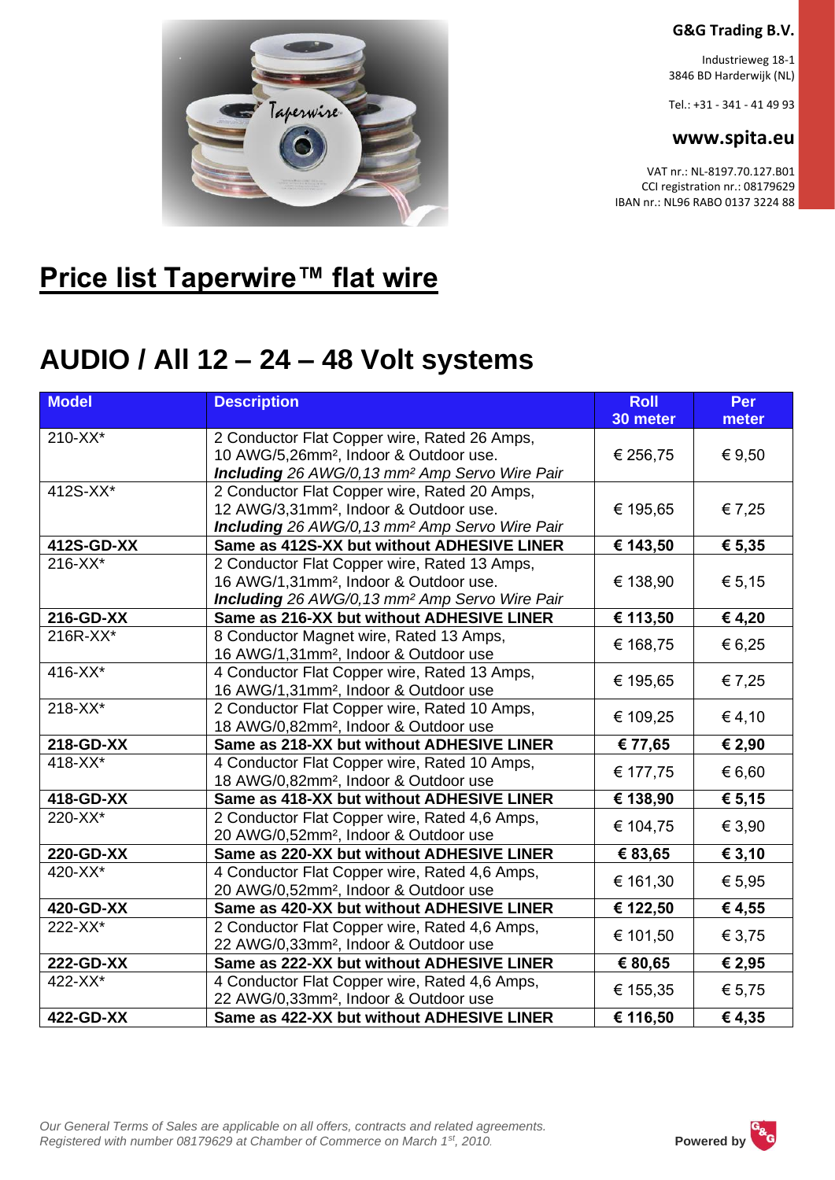**G&G Trading B.V.**

Industrieweg 18-1
3846 BD Harderwijk (NL)

Tel.: +31 - 341 - 41 49 93

**www.spita.eu**

VAT nr.: NL-8197.70.127.B01
CCI registration nr.: 08179629
IBAN nr.: NL96 RABO 0137 3224 88

# Price list Taperwire™ flat wire

## AUDIO / All 12 – 24 – 48 Volt systems

| Model | Description | Roll 30 meter | Per meter |
|---|---|---|---|
| 210-XX* | 2 Conductor Flat Copper wire, Rated 26 Amps, 10 AWG/5,26mm², Indoor & Outdoor use. ***Including*** *26 AWG/0,13 mm² Amp Servo Wire Pair* | € 256,75 | € 9,50 |
| 412S-XX* | 2 Conductor Flat Copper wire, Rated 20 Amps, 12 AWG/3,31mm², Indoor & Outdoor use. ***Including*** *26 AWG/0,13 mm² Amp Servo Wire Pair* | € 195,65 | € 7,25 |
| **412S-GD-XX** | **Same as 412S-XX but without ADHESIVE LINER** | **€ 143,50** | **€ 5,35** |
| 216-XX* | 2 Conductor Flat Copper wire, Rated 13 Amps, 16 AWG/1,31mm², Indoor & Outdoor use. ***Including*** *26 AWG/0,13 mm² Amp Servo Wire Pair* | € 138,90 | € 5,15 |
| **216-GD-XX** | **Same as 216-XX but without ADHESIVE LINER** | **€ 113,50** | **€ 4,20** |
| 216R-XX* | 8 Conductor Magnet wire, Rated 13 Amps, 16 AWG/1,31mm², Indoor & Outdoor use | € 168,75 | € 6,25 |
| 416-XX* | 4 Conductor Flat Copper wire, Rated 13 Amps, 16 AWG/1,31mm², Indoor & Outdoor use | € 195,65 | € 7,25 |
| 218-XX* | 2 Conductor Flat Copper wire, Rated 10 Amps, 18 AWG/0,82mm², Indoor & Outdoor use | € 109,25 | € 4,10 |
| **218-GD-XX** | **Same as 218-XX but without ADHESIVE LINER** | **€ 77,65** | **€ 2,90** |
| 418-XX* | 4 Conductor Flat Copper wire, Rated 10 Amps, 18 AWG/0,82mm², Indoor & Outdoor use | € 177,75 | € 6,60 |
| **418-GD-XX** | **Same as 418-XX but without ADHESIVE LINER** | **€ 138,90** | **€ 5,15** |
| 220-XX* | 2 Conductor Flat Copper wire, Rated 4,6 Amps, 20 AWG/0,52mm², Indoor & Outdoor use | € 104,75 | € 3,90 |
| **220-GD-XX** | **Same as 220-XX but without ADHESIVE LINER** | **€ 83,65** | **€ 3,10** |
| 420-XX* | 4 Conductor Flat Copper wire, Rated 4,6 Amps, 20 AWG/0,52mm², Indoor & Outdoor use | € 161,30 | € 5,95 |
| **420-GD-XX** | **Same as 420-XX but without ADHESIVE LINER** | **€ 122,50** | **€ 4,55** |
| 222-XX* | 2 Conductor Flat Copper wire, Rated 4,6 Amps, 22 AWG/0,33mm², Indoor & Outdoor use | € 101,50 | € 3,75 |
| **222-GD-XX** | **Same as 222-XX but without ADHESIVE LINER** | **€ 80,65** | **€ 2,95** |
| 422-XX* | 4 Conductor Flat Copper wire, Rated 4,6 Amps, 22 AWG/0,33mm², Indoor & Outdoor use | € 155,35 | € 5,75 |
| **422-GD-XX** | **Same as 422-XX but without ADHESIVE LINER** | **€ 116,50** | **€ 4,35** |

*Our General Terms of Sales are applicable on all offers, contracts and related agreements.*
*Registered with number 08179629 at Chamber of Commerce on March 1st, 2010.*

**Powered by**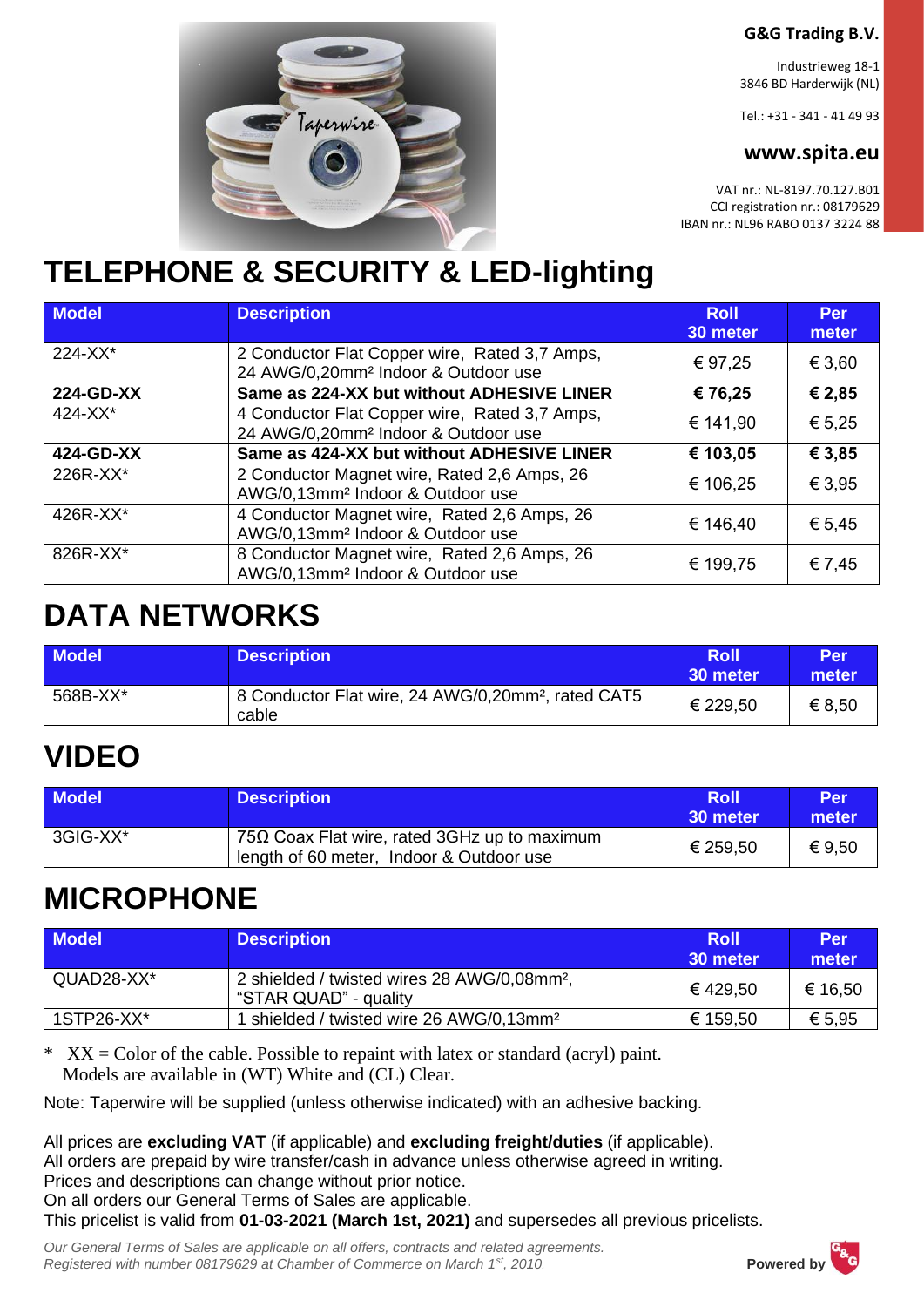**G&G Trading B.V.**

Industrieweg 18-1
3846 BD Harderwijk (NL)

Tel.: +31 - 341 - 41 49 93

**www.spita.eu**

VAT nr.: NL-8197.70.127.B01
CCI registration nr.: 08179629
IBAN nr.: NL96 RABO 0137 3224 88

# TELEPHONE & SECURITY & LED-lighting

| Model | Description | Roll 30 meter | Per meter |
|---|---|---|---|
| 224-XX* | 2 Conductor Flat Copper wire, Rated 3,7 Amps, 24 AWG/0,20mm² Indoor & Outdoor use | € 97,25 | € 3,60 |
| **224-GD-XX** | **Same as 224-XX but without ADHESIVE LINER** | **€ 76,25** | **€ 2,85** |
| 424-XX* | 4 Conductor Flat Copper wire, Rated 3,7 Amps, 24 AWG/0,20mm² Indoor & Outdoor use | € 141,90 | € 5,25 |
| **424-GD-XX** | **Same as 424-XX but without ADHESIVE LINER** | **€ 103,05** | **€ 3,85** |
| 226R-XX* | 2 Conductor Magnet wire, Rated 2,6 Amps, 26 AWG/0,13mm² Indoor & Outdoor use | € 106,25 | € 3,95 |
| 426R-XX* | 4 Conductor Magnet wire, Rated 2,6 Amps, 26 AWG/0,13mm² Indoor & Outdoor use | € 146,40 | € 5,45 |
| 826R-XX* | 8 Conductor Magnet wire, Rated 2,6 Amps, 26 AWG/0,13mm² Indoor & Outdoor use | € 199,75 | € 7,45 |

# DATA NETWORKS

| Model | Description | Roll 30 meter | Per meter |
|---|---|---|---|
| 568B-XX* | 8 Conductor Flat wire, 24 AWG/0,20mm², rated CAT5 cable | € 229,50 | € 8,50 |

# VIDEO

| Model | Description | Roll 30 meter | Per meter |
|---|---|---|---|
| 3GIG-XX* | 75Ω Coax Flat wire, rated 3GHz up to maximum length of 60 meter, Indoor & Outdoor use | € 259,50 | € 9,50 |

# MICROPHONE

| Model | Description | Roll 30 meter | Per meter |
|---|---|---|---|
| QUAD28-XX* | 2 shielded / twisted wires 28 AWG/0,08mm², "STAR QUAD" - quality | € 429,50 | € 16,50 |
| 1STP26-XX* | 1 shielded / twisted wire 26 AWG/0,13mm² | € 159,50 | € 5,95 |

\* XX = Color of the cable. Possible to repaint with latex or standard (acryl) paint.
Models are available in (WT) White and (CL) Clear.

Note: Taperwire will be supplied (unless otherwise indicated) with an adhesive backing.

All prices are **excluding VAT** (if applicable) and **excluding freight/duties** (if applicable).
All orders are prepaid by wire transfer/cash in advance unless otherwise agreed in writing.
Prices and descriptions can change without prior notice.
On all orders our General Terms of Sales are applicable.
This pricelist is valid from **01-03-2021 (March 1st, 2021)** and supersedes all previous pricelists.

*Our General Terms of Sales are applicable on all offers, contracts and related agreements.*
*Registered with number 08179629 at Chamber of Commerce on March 1st, 2010.*

**Powered by**